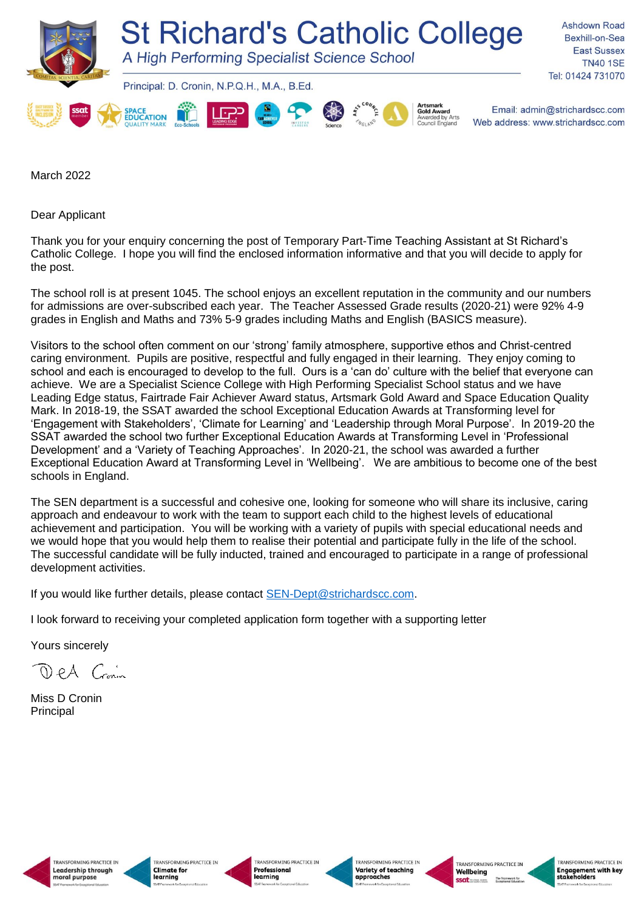# St Richard's Catholic College

*A High Performing Specialist Science School*

Principal: D. Cronin, N.P.Q.H., M.A., B.Ed.

Ashdown Road
Bexhill-on-Sea
East Sussex
TN40 1SE
Tel: 01424 731070

Email: admin@strichardscc.com
Web address: www.strichardscc.com

March 2022

Dear Applicant

Thank you for your enquiry concerning the post of Temporary Part-Time Teaching Assistant at St Richard's Catholic College. I hope you will find the enclosed information informative and that you will decide to apply for the post.

The school roll is at present 1045. The school enjoys an excellent reputation in the community and our numbers for admissions are over-subscribed each year. The Teacher Assessed Grade results (2020-21) were 92% 4-9 grades in English and Maths and 73% 5-9 grades including Maths and English (BASICS measure).

Visitors to the school often comment on our 'strong' family atmosphere, supportive ethos and Christ-centred caring environment. Pupils are positive, respectful and fully engaged in their learning. They enjoy coming to school and each is encouraged to develop to the full. Ours is a 'can do' culture with the belief that everyone can achieve. We are a Specialist Science College with High Performing Specialist School status and we have Leading Edge status, Fairtrade Fair Achiever Award status, Artsmark Gold Award and Space Education Quality Mark. In 2018-19, the SSAT awarded the school Exceptional Education Awards at Transforming level for 'Engagement with Stakeholders', 'Climate for Learning' and 'Leadership through Moral Purpose'. In 2019-20 the SSAT awarded the school two further Exceptional Education Awards at Transforming Level in 'Professional Development' and a 'Variety of Teaching Approaches'. In 2020-21, the school was awarded a further Exceptional Education Award at Transforming Level in 'Wellbeing'. We are ambitious to become one of the best schools in England.

The SEN department is a successful and cohesive one, looking for someone who will share its inclusive, caring approach and endeavour to work with the team to support each child to the highest levels of educational achievement and participation. You will be working with a variety of pupils with special educational needs and we would hope that you would help them to realise their potential and participate fully in the life of the school. The successful candidate will be fully inducted, trained and encouraged to participate in a range of professional development activities.

If you would like further details, please contact SEN-Dept@strichardscc.com.

I look forward to receiving your completed application form together with a supporting letter

Yours sincerely

Miss D Cronin
Principal